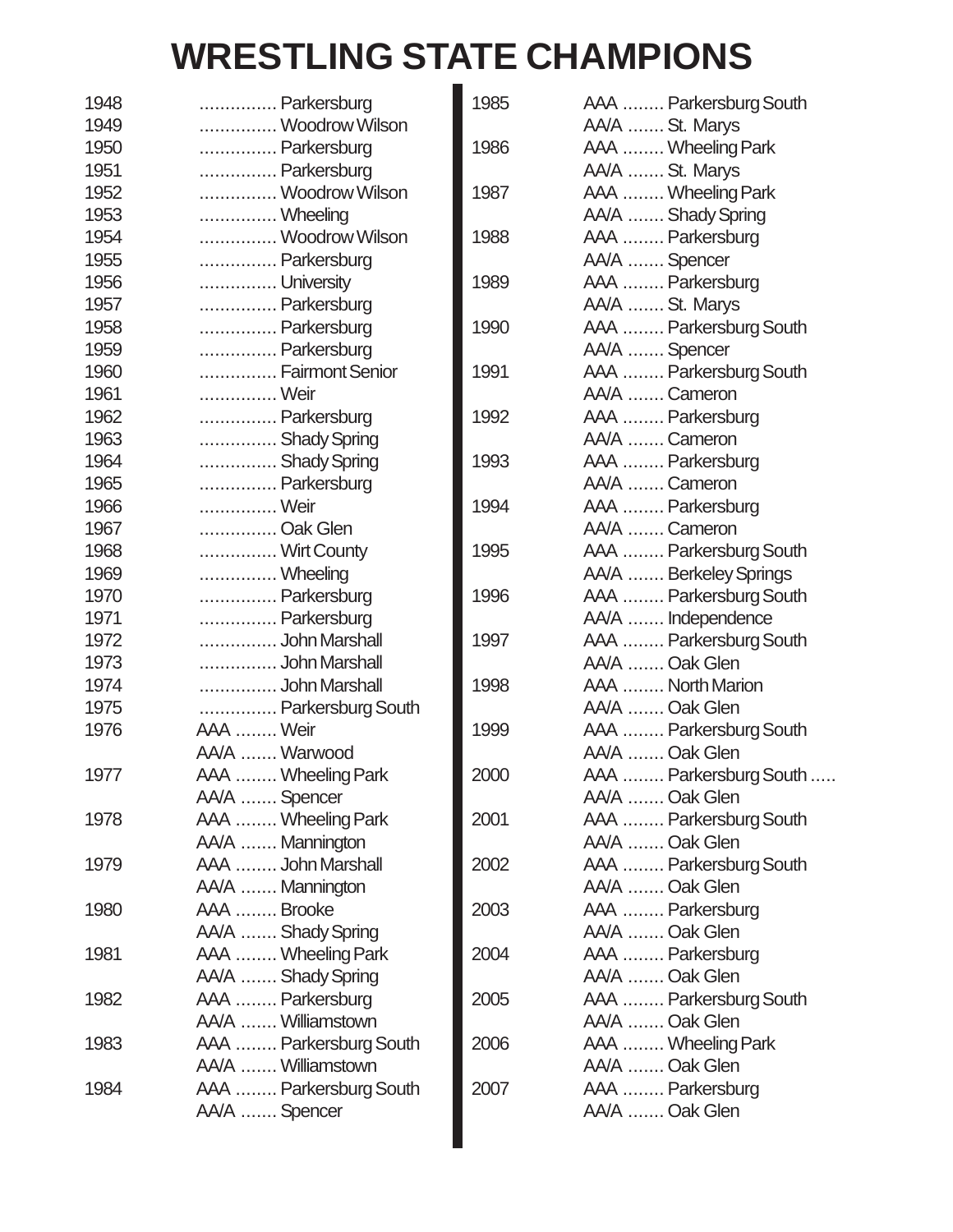# WRESTLING STATE CHAMPIONS

| Year | Class | Champion |
|---|---|---|
| 1948 | | Parkersburg |
| 1949 | | Woodrow Wilson |
| 1950 | | Parkersburg |
| 1951 | | Parkersburg |
| 1952 | | Woodrow Wilson |
| 1953 | | Wheeling |
| 1954 | | Woodrow Wilson |
| 1955 | | Parkersburg |
| 1956 | | University |
| 1957 | | Parkersburg |
| 1958 | | Parkersburg |
| 1959 | | Parkersburg |
| 1960 | | Fairmont Senior |
| 1961 | | Weir |
| 1962 | | Parkersburg |
| 1963 | | Shady Spring |
| 1964 | | Shady Spring |
| 1965 | | Parkersburg |
| 1966 | | Weir |
| 1967 | | Oak Glen |
| 1968 | | Wirt County |
| 1969 | | Wheeling |
| 1970 | | Parkersburg |
| 1971 | | Parkersburg |
| 1972 | | John Marshall |
| 1973 | | John Marshall |
| 1974 | | John Marshall |
| 1975 | | Parkersburg South |
| 1976 | AAA | Weir |
| | AA/A | Warwood |
| 1977 | AAA | Wheeling Park |
| | AA/A | Spencer |
| 1978 | AAA | Wheeling Park |
| | AA/A | Mannington |
| 1979 | AAA | John Marshall |
| | AA/A | Mannington |
| 1980 | AAA | Brooke |
| | AA/A | Shady Spring |
| 1981 | AAA | Wheeling Park |
| | AA/A | Shady Spring |
| 1982 | AAA | Parkersburg |
| | AA/A | Williamstown |
| 1983 | AAA | Parkersburg South |
| | AA/A | Williamstown |
| 1984 | AAA | Parkersburg South |
| | AA/A | Spencer |
| 1985 | AAA | Parkersburg South |
| | AA/A | St. Marys |
| 1986 | AAA | Wheeling Park |
| | AA/A | St. Marys |
| 1987 | AAA | Wheeling Park |
| | AA/A | Shady Spring |
| 1988 | AAA | Parkersburg |
| | AA/A | Spencer |
| 1989 | AAA | Parkersburg |
| | AA/A | St. Marys |
| 1990 | AAA | Parkersburg South |
| | AA/A | Spencer |
| 1991 | AAA | Parkersburg South |
| | AA/A | Cameron |
| 1992 | AAA | Parkersburg |
| | AA/A | Cameron |
| 1993 | AAA | Parkersburg |
| | AA/A | Cameron |
| 1994 | AAA | Parkersburg |
| | AA/A | Cameron |
| 1995 | AAA | Parkersburg South |
| | AA/A | Berkeley Springs |
| 1996 | AAA | Parkersburg South |
| | AA/A | Independence |
| 1997 | AAA | Parkersburg South |
| | AA/A | Oak Glen |
| 1998 | AAA | North Marion |
| | AA/A | Oak Glen |
| 1999 | AAA | Parkersburg South |
| | AA/A | Oak Glen |
| 2000 | AAA | Parkersburg South ..... |
| | AA/A | Oak Glen |
| 2001 | AAA | Parkersburg South |
| | AA/A | Oak Glen |
| 2002 | AAA | Parkersburg South |
| | AA/A | Oak Glen |
| 2003 | AAA | Parkersburg |
| | AA/A | Oak Glen |
| 2004 | AAA | Parkersburg |
| | AA/A | Oak Glen |
| 2005 | AAA | Parkersburg South |
| | AA/A | Oak Glen |
| 2006 | AAA | Wheeling Park |
| | AA/A | Oak Glen |
| 2007 | AAA | Parkersburg |
| | AA/A | Oak Glen |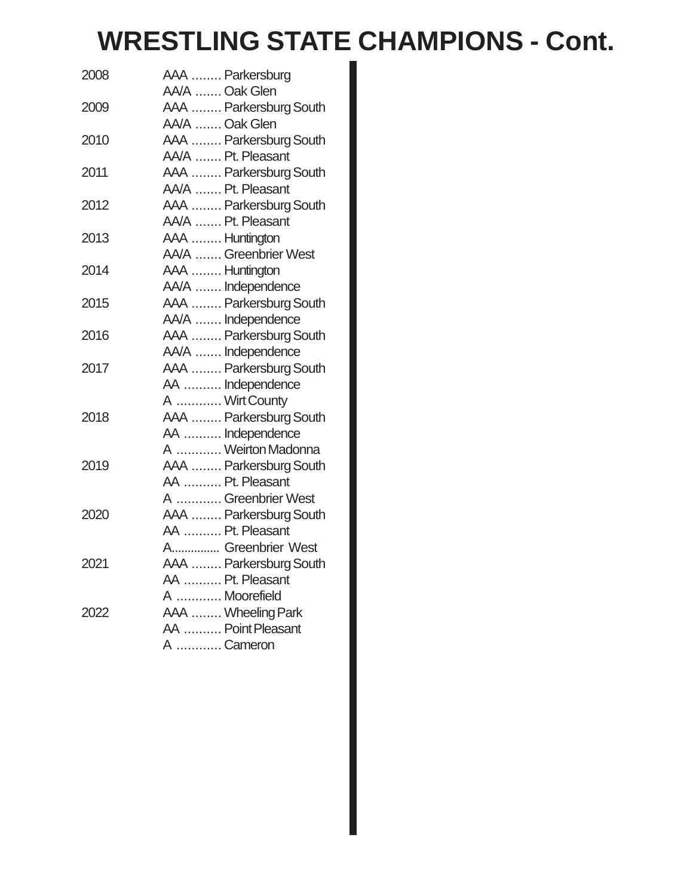# WRESTLING STATE CHAMPIONS - Cont.

| | |
|---|---|
| 2008 | AAA ........ Parkersburg |
| | AA/A ....... Oak Glen |
| 2009 | AAA ........ Parkersburg South |
| | AA/A ....... Oak Glen |
| 2010 | AAA ........ Parkersburg South |
| | AA/A ....... Pt. Pleasant |
| 2011 | AAA ........ Parkersburg South |
| | AA/A ....... Pt. Pleasant |
| 2012 | AAA ........ Parkersburg South |
| | AA/A ....... Pt. Pleasant |
| 2013 | AAA ........ Huntington |
| | AA/A ....... Greenbrier West |
| 2014 | AAA ........ Huntington |
| | AA/A ....... Independence |
| 2015 | AAA ........ Parkersburg South |
| | AA/A ....... Independence |
| 2016 | AAA ........ Parkersburg South |
| | AA/A ....... Independence |
| 2017 | AAA ........ Parkersburg South |
| | AA .......... Independence |
| | A ............ Wirt County |
| 2018 | AAA ........ Parkersburg South |
| | AA .......... Independence |
| | A ............ Weirton Madonna |
| 2019 | AAA ........ Parkersburg South |
| | AA .......... Pt. Pleasant |
| | A ............ Greenbrier West |
| 2020 | AAA ........ Parkersburg South |
| | AA .......... Pt. Pleasant |
| | A............... Greenbrier West |
| 2021 | AAA ........ Parkersburg South |
| | AA .......... Pt. Pleasant |
| | A ............ Moorefield |
| 2022 | AAA ........ Wheeling Park |
| | AA .......... Point Pleasant |
| | A ............ Cameron |